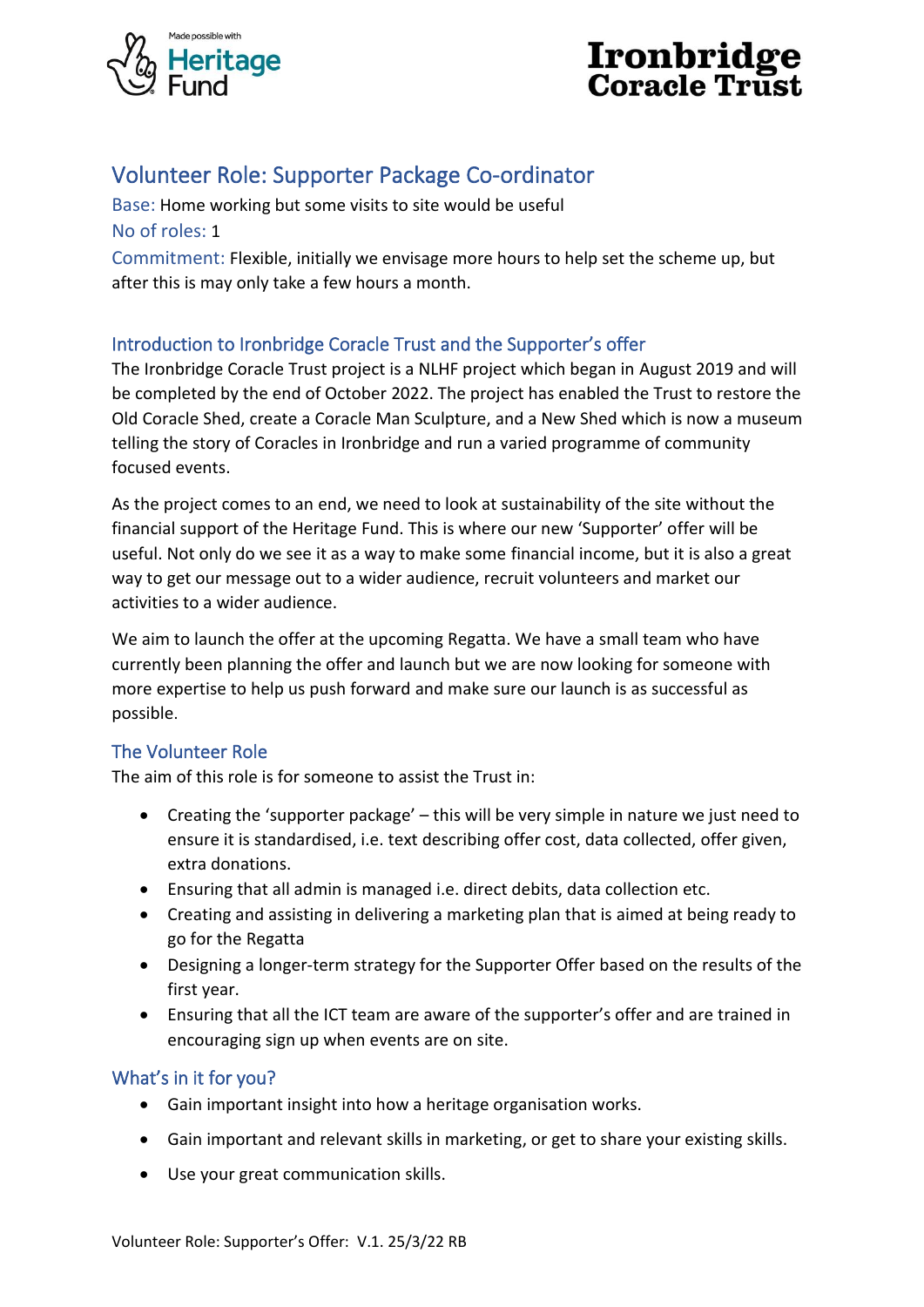Made possible with Heritage Fund

Ironbridge Coracle Trust

# Volunteer Role: Supporter Package Co-ordinator

Base: Home working but some visits to site would be useful

No of roles: 1

Commitment: Flexible, initially we envisage more hours to help set the scheme up, but after this is may only take a few hours a month.

## Introduction to Ironbridge Coracle Trust and the Supporter's offer

The Ironbridge Coracle Trust project is a NLHF project which began in August 2019 and will be completed by the end of October 2022. The project has enabled the Trust to restore the Old Coracle Shed, create a Coracle Man Sculpture, and a New Shed which is now a museum telling the story of Coracles in Ironbridge and run a varied programme of community focused events.

As the project comes to an end, we need to look at sustainability of the site without the financial support of the Heritage Fund. This is where our new 'Supporter' offer will be useful. Not only do we see it as a way to make some financial income, but it is also a great way to get our message out to a wider audience, recruit volunteers and market our activities to a wider audience.

We aim to launch the offer at the upcoming Regatta. We have a small team who have currently been planning the offer and launch but we are now looking for someone with more expertise to help us push forward and make sure our launch is as successful as possible.

## The Volunteer Role

The aim of this role is for someone to assist the Trust in:

- Creating the 'supporter package' – this will be very simple in nature we just need to ensure it is standardised, i.e. text describing offer cost, data collected, offer given, extra donations.
- Ensuring that all admin is managed i.e. direct debits, data collection etc.
- Creating and assisting in delivering a marketing plan that is aimed at being ready to go for the Regatta
- Designing a longer-term strategy for the Supporter Offer based on the results of the first year.
- Ensuring that all the ICT team are aware of the supporter's offer and are trained in encouraging sign up when events are on site.

## What's in it for you?

- Gain important insight into how a heritage organisation works.
- Gain important and relevant skills in marketing, or get to share your existing skills.
- Use your great communication skills.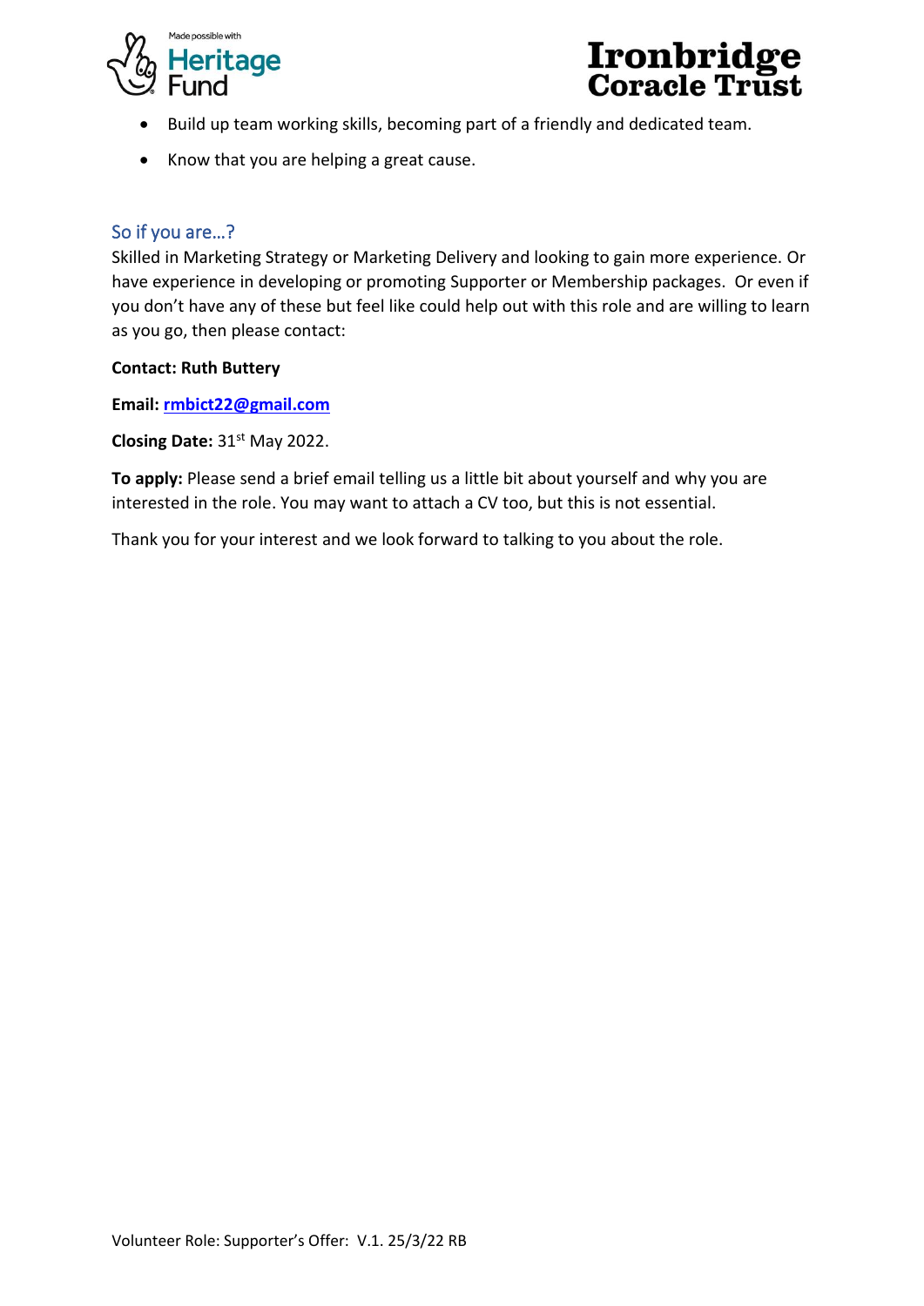- Build up team working skills, becoming part of a friendly and dedicated team.
- Know that you are helping a great cause.

## So if you are…?

Skilled in Marketing Strategy or Marketing Delivery and looking to gain more experience. Or have experience in developing or promoting Supporter or Membership packages. Or even if you don't have any of these but feel like could help out with this role and are willing to learn as you go, then please contact:

**Contact: Ruth Buttery**

**Email:** rmbict22@gmail.com

**Closing Date:** 31st May 2022.

**To apply:** Please send a brief email telling us a little bit about yourself and why you are interested in the role. You may want to attach a CV too, but this is not essential.

Thank you for your interest and we look forward to talking to you about the role.